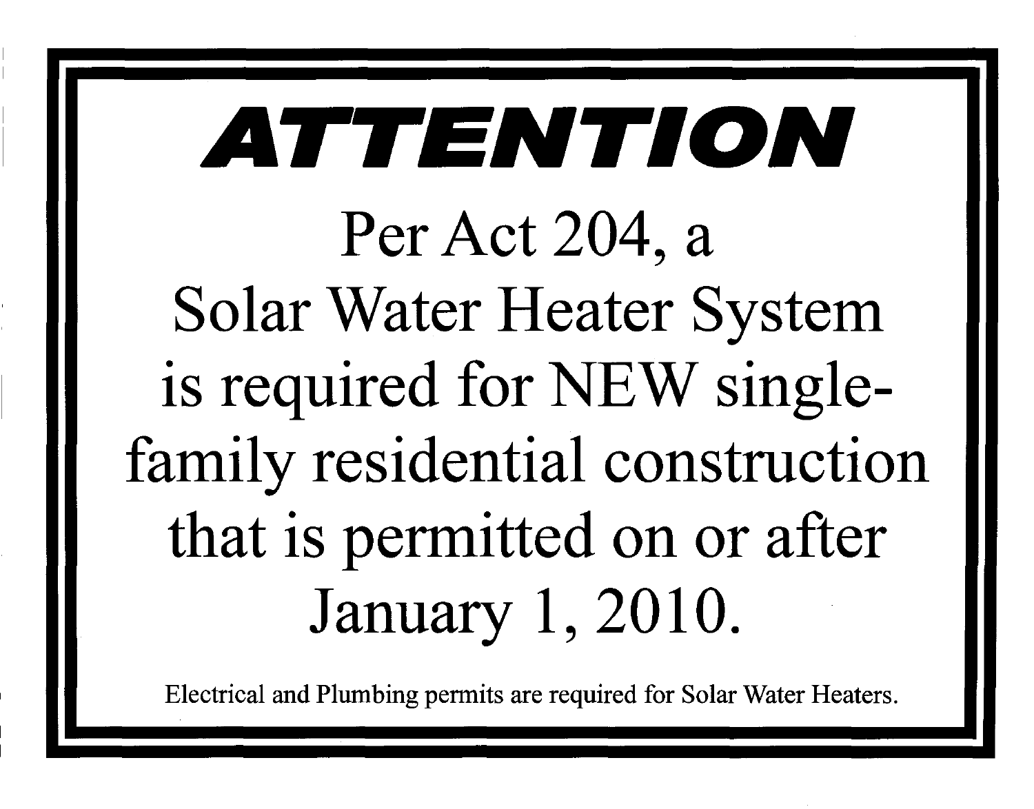# ATTENTION

Per Act 204, a Solar Water Heater System is required for NEW single-family residential construction that is permitted on or after January 1, 2010.

Electrical and Plumbing permits are required for Solar Water Heaters.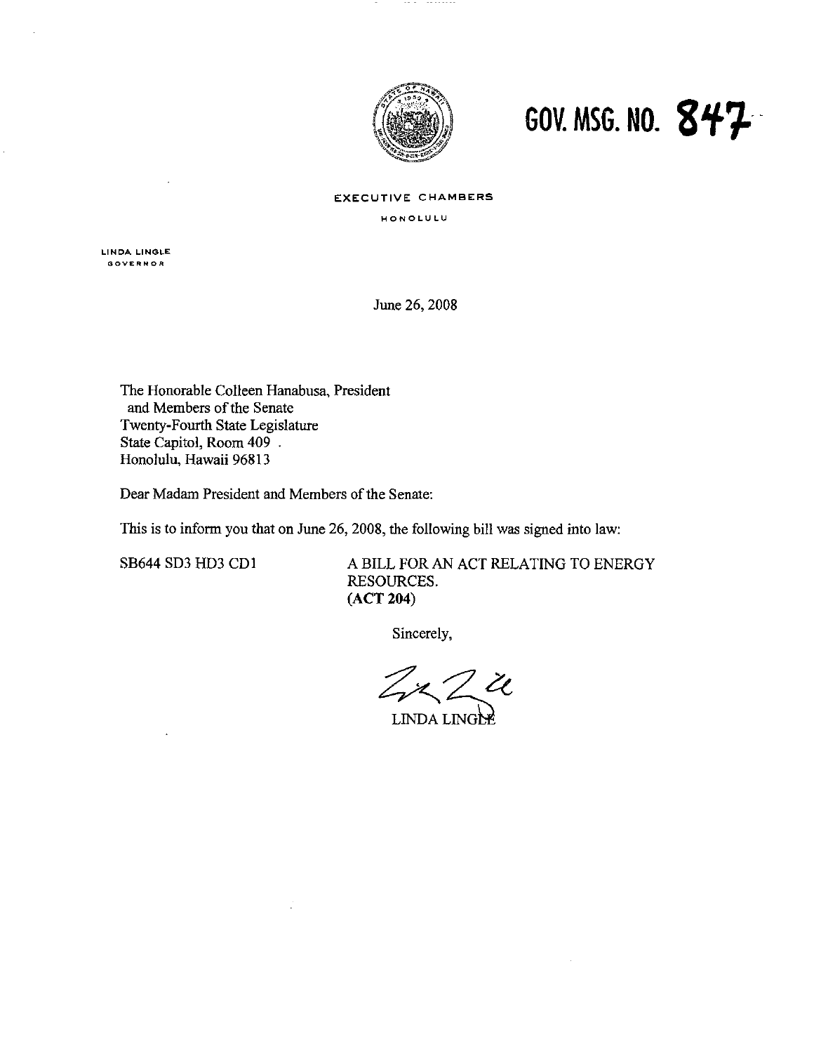# GOV. MSG. NO. 847

EXECUTIVE CHAMBERS

HONOLULU

LINDA LINGLE
GOVERNOR

June 26, 2008

The Honorable Colleen Hanabusa, President
and Members of the Senate
Twenty-Fourth State Legislature
State Capitol, Room 409
Honolulu, Hawaii 96813

Dear Madam President and Members of the Senate:

This is to inform you that on June 26, 2008, the following bill was signed into law:

SB644 SD3 HD3 CD1 A BILL FOR AN ACT RELATING TO ENERGY RESOURCES.
**(ACT 204)**

Sincerely,

LINDA LINGLE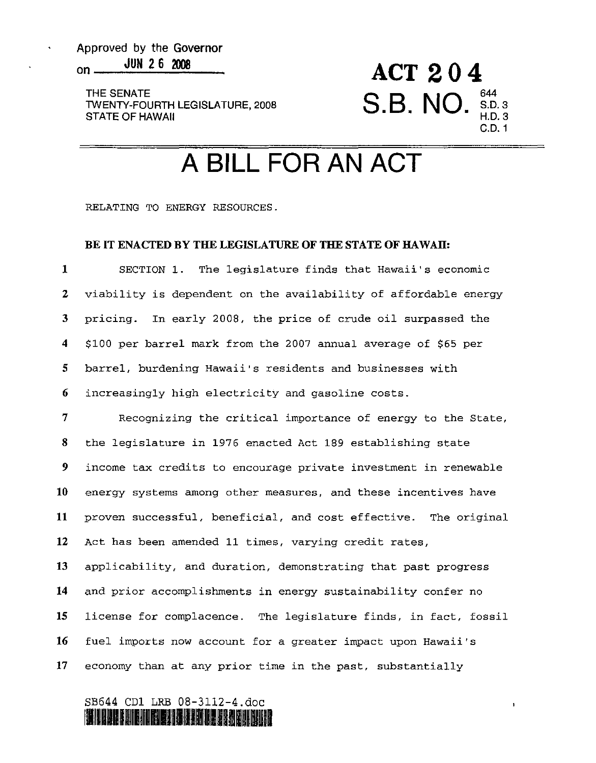Approved by the Governor

on JUN 26 2008

THE SENATE
TWENTY-FOURTH LEGISLATURE, 2008
STATE OF HAWAII

**ACT 204**

**S.B. NO.** 644 S.D. 3 H.D. 3 C.D. 1

# A BILL FOR AN ACT

RELATING TO ENERGY RESOURCES.

**BE IT ENACTED BY THE LEGISLATURE OF THE STATE OF HAWAII:**

SECTION 1. The legislature finds that Hawaii's economic viability is dependent on the availability of affordable energy pricing. In early 2008, the price of crude oil surpassed the $100 per barrel mark from the 2007 annual average of $65 per barrel, burdening Hawaii's residents and businesses with increasingly high electricity and gasoline costs.

Recognizing the critical importance of energy to the State, the legislature in 1976 enacted Act 189 establishing state income tax credits to encourage private investment in renewable energy systems among other measures, and these incentives have proven successful, beneficial, and cost effective. The original Act has been amended 11 times, varying credit rates, applicability, and duration, demonstrating that past progress and prior accomplishments in energy sustainability confer no license for complacence. The legislature finds, in fact, fossil fuel imports now account for a greater impact upon Hawaii's economy than at any prior time in the past, substantially

SB644 CD1 LRB 08-3112-4.doc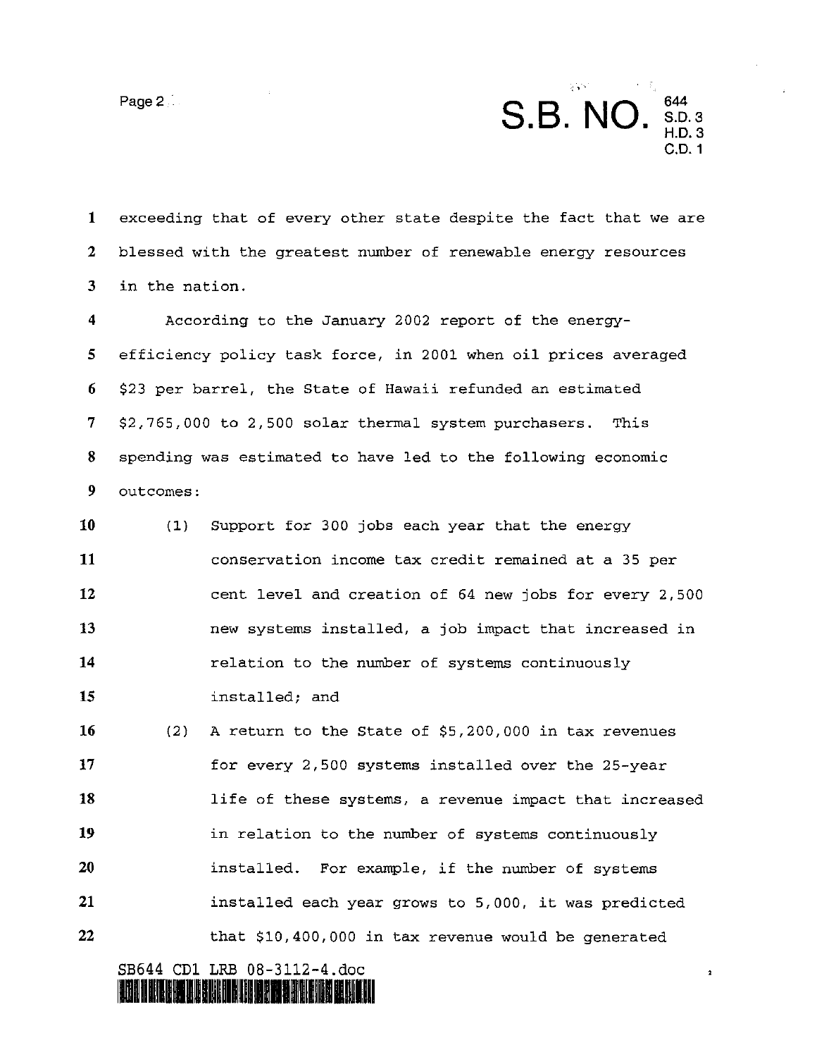exceeding that of every other state despite the fact that we are blessed with the greatest number of renewable energy resources in the nation.

According to the January 2002 report of the energy-efficiency policy task force, in 2001 when oil prices averaged $23 per barrel, the State of Hawaii refunded an estimated $2,765,000 to 2,500 solar thermal system purchasers. This spending was estimated to have led to the following economic outcomes:

(1) Support for 300 jobs each year that the energy conservation income tax credit remained at a 35 per cent level and creation of 64 new jobs for every 2,500 new systems installed, a job impact that increased in relation to the number of systems continuously installed; and

(2) A return to the State of $5,200,000 in tax revenues for every 2,500 systems installed over the 25-year life of these systems, a revenue impact that increased in relation to the number of systems continuously installed. For example, if the number of systems installed each year grows to 5,000, it was predicted that $10,400,000 in tax revenue would be generated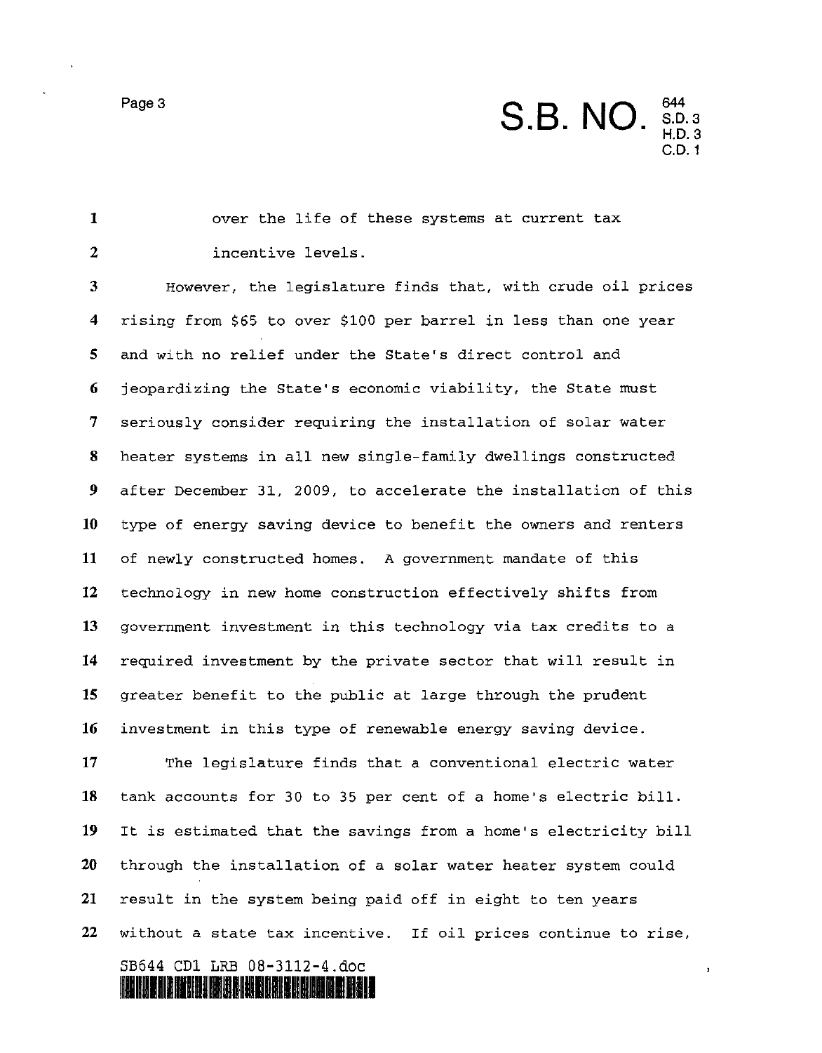over the life of these systems at current tax incentive levels.

However, the legislature finds that, with crude oil prices rising from $65 to over $100 per barrel in less than one year and with no relief under the State's direct control and jeopardizing the State's economic viability, the State must seriously consider requiring the installation of solar water heater systems in all new single-family dwellings constructed after December 31, 2009, to accelerate the installation of this type of energy saving device to benefit the owners and renters of newly constructed homes. A government mandate of this technology in new home construction effectively shifts from government investment in this technology via tax credits to a required investment by the private sector that will result in greater benefit to the public at large through the prudent investment in this type of renewable energy saving device.

The legislature finds that a conventional electric water tank accounts for 30 to 35 per cent of a home's electric bill. It is estimated that the savings from a home's electricity bill through the installation of a solar water heater system could result in the system being paid off in eight to ten years without a state tax incentive. If oil prices continue to rise,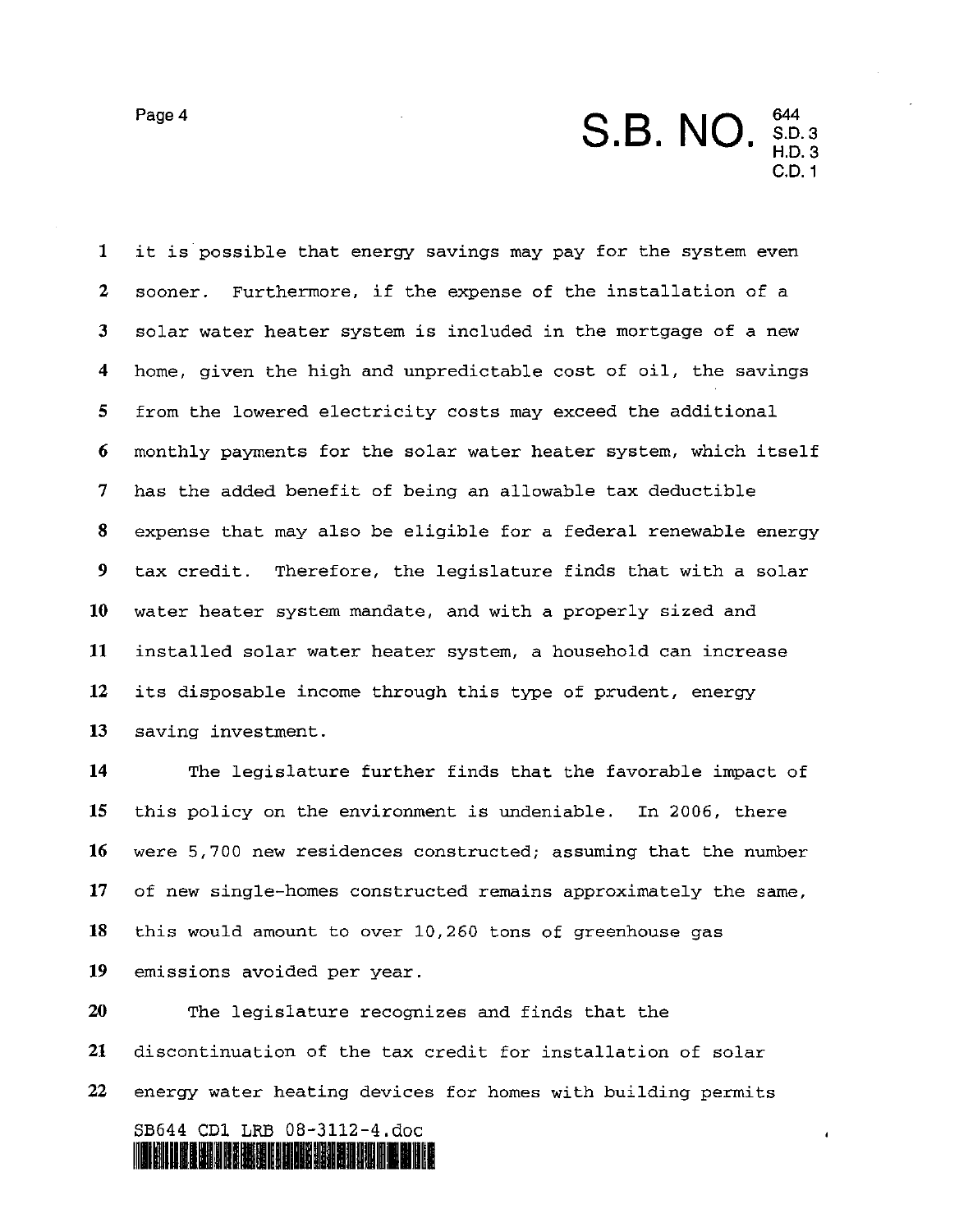it is possible that energy savings may pay for the system even sooner. Furthermore, if the expense of the installation of a solar water heater system is included in the mortgage of a new home, given the high and unpredictable cost of oil, the savings from the lowered electricity costs may exceed the additional monthly payments for the solar water heater system, which itself has the added benefit of being an allowable tax deductible expense that may also be eligible for a federal renewable energy tax credit. Therefore, the legislature finds that with a solar water heater system mandate, and with a properly sized and installed solar water heater system, a household can increase its disposable income through this type of prudent, energy saving investment.

The legislature further finds that the favorable impact of this policy on the environment is undeniable. In 2006, there were 5,700 new residences constructed; assuming that the number of new single-homes constructed remains approximately the same, this would amount to over 10,260 tons of greenhouse gas emissions avoided per year.

The legislature recognizes and finds that the discontinuation of the tax credit for installation of solar energy water heating devices for homes with building permits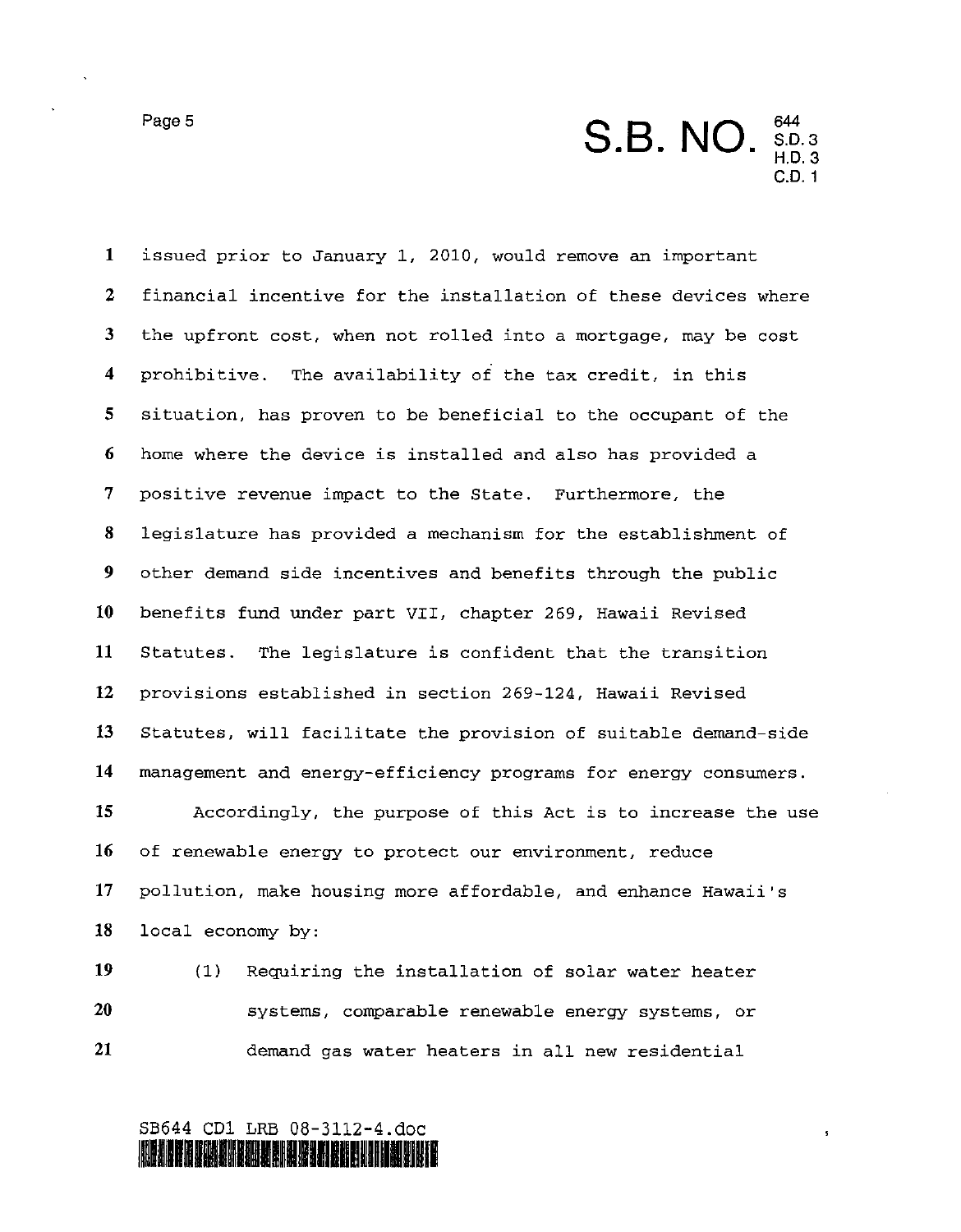issued prior to January 1, 2010, would remove an important financial incentive for the installation of these devices where the upfront cost, when not rolled into a mortgage, may be cost prohibitive. The availability of the tax credit, in this situation, has proven to be beneficial to the occupant of the home where the device is installed and also has provided a positive revenue impact to the State. Furthermore, the legislature has provided a mechanism for the establishment of other demand side incentives and benefits through the public benefits fund under part VII, chapter 269, Hawaii Revised Statutes. The legislature is confident that the transition provisions established in section 269-124, Hawaii Revised Statutes, will facilitate the provision of suitable demand-side management and energy-efficiency programs for energy consumers.

Accordingly, the purpose of this Act is to increase the use of renewable energy to protect our environment, reduce pollution, make housing more affordable, and enhance Hawaii's local economy by:

(1) Requiring the installation of solar water heater systems, comparable renewable energy systems, or demand gas water heaters in all new residential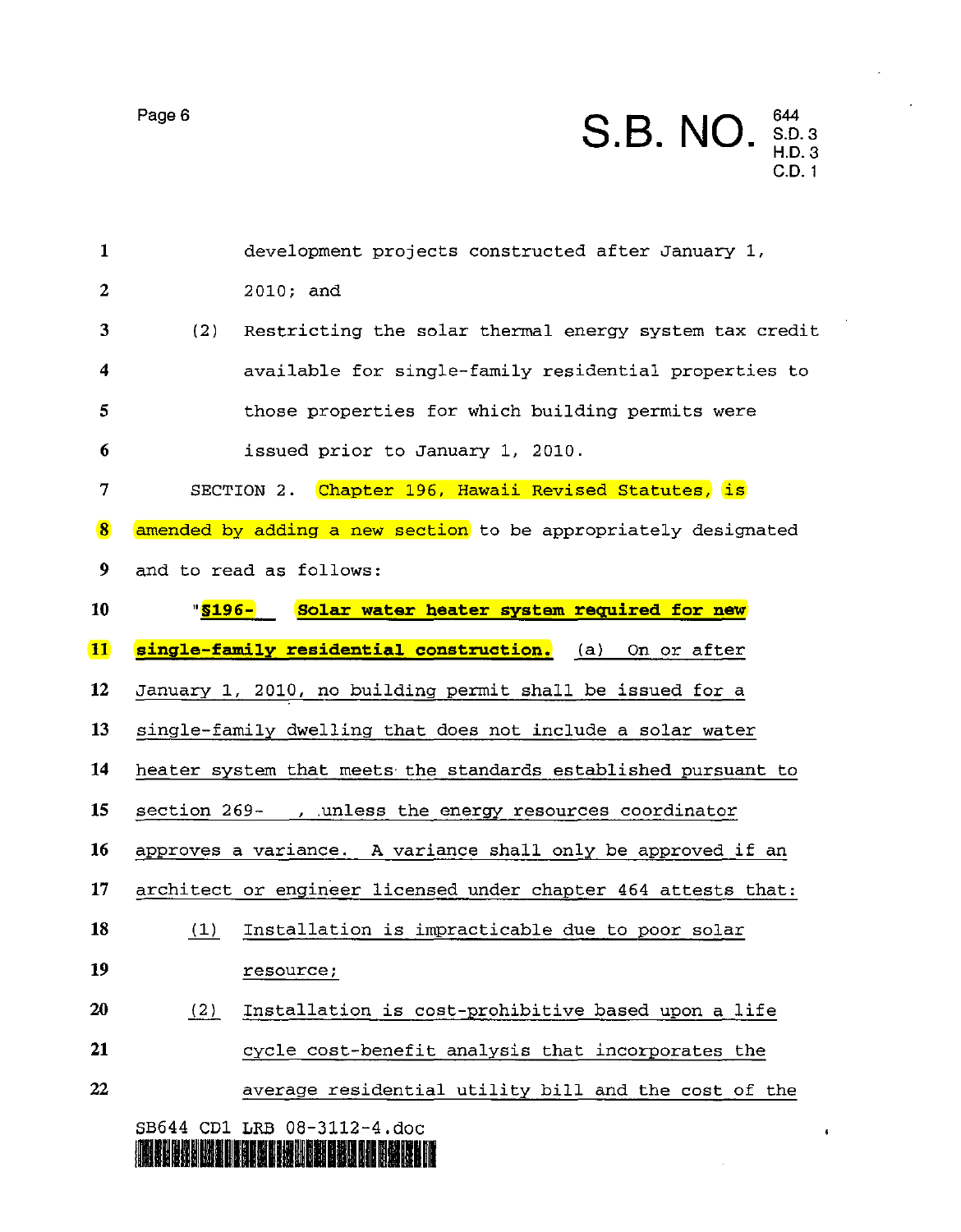development projects constructed after January 1, 2010; and

(2) Restricting the solar thermal energy system tax credit available for single-family residential properties to those properties for which building permits were issued prior to January 1, 2010.

SECTION 2. Chapter 196, Hawaii Revised Statutes, is amended by adding a new section to be appropriately designated and to read as follows:

"**§196- Solar water heater system required for new single-family residential construction.** (a) On or after January 1, 2010, no building permit shall be issued for a single-family dwelling that does not include a solar water heater system that meets the standards established pursuant to section 269- , unless the energy resources coordinator approves a variance. A variance shall only be approved if an architect or engineer licensed under chapter 464 attests that:

(1) Installation is impracticable due to poor solar resource;

(2) Installation is cost-prohibitive based upon a life cycle cost-benefit analysis that incorporates the average residential utility bill and the cost of the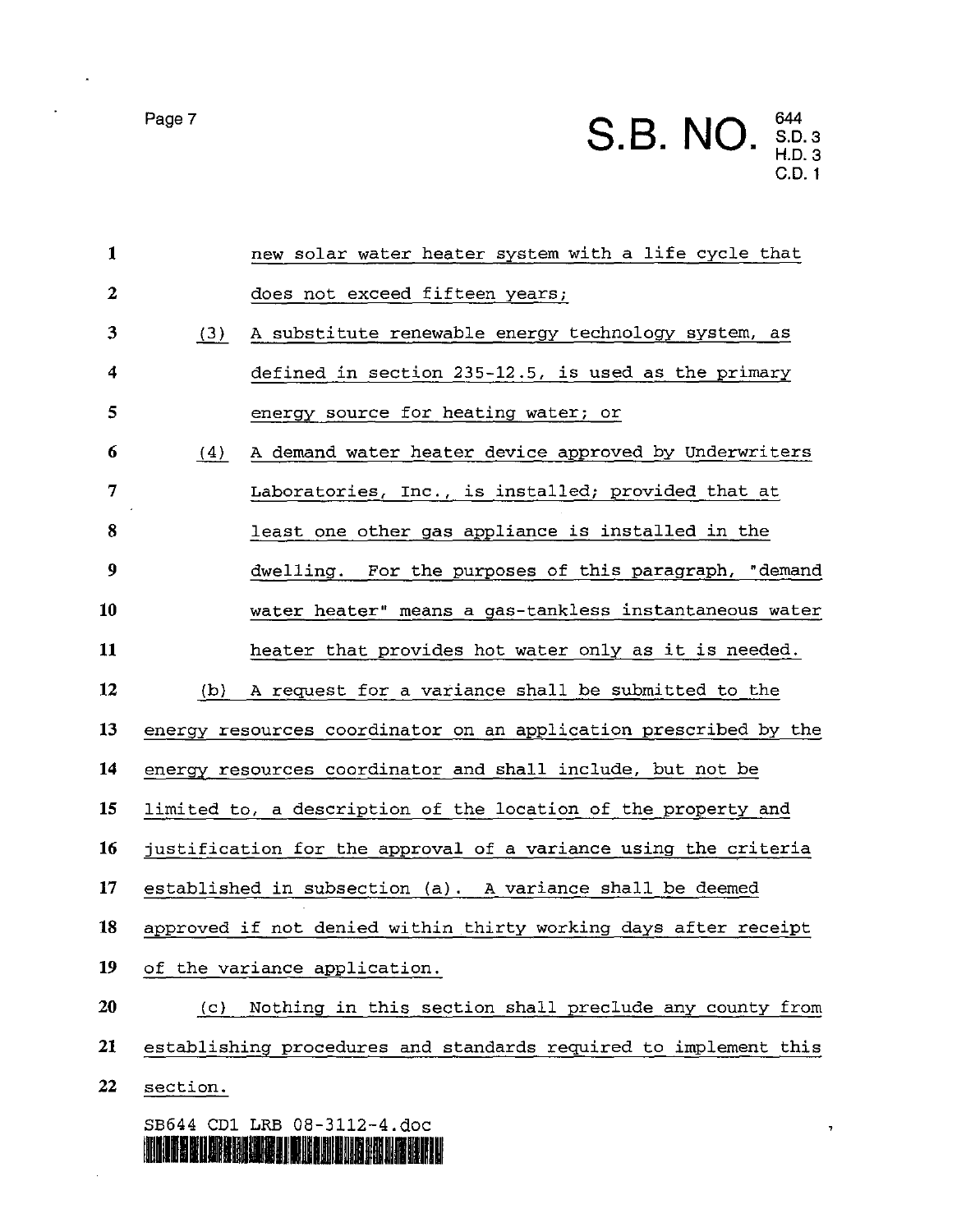new solar water heater system with a life cycle that does not exceed fifteen years;

(3) A substitute renewable energy technology system, as defined in section 235-12.5, is used as the primary energy source for heating water; or

(4) A demand water heater device approved by Underwriters Laboratories, Inc., is installed; provided that at least one other gas appliance is installed in the dwelling. For the purposes of this paragraph, "demand water heater" means a gas-tankless instantaneous water heater that provides hot water only as it is needed.

(b) A request for a variance shall be submitted to the energy resources coordinator on an application prescribed by the energy resources coordinator and shall include, but not be limited to, a description of the location of the property and justification for the approval of a variance using the criteria established in subsection (a). A variance shall be deemed approved if not denied within thirty working days after receipt of the variance application.

(c) Nothing in this section shall preclude any county from establishing procedures and standards required to implement this section.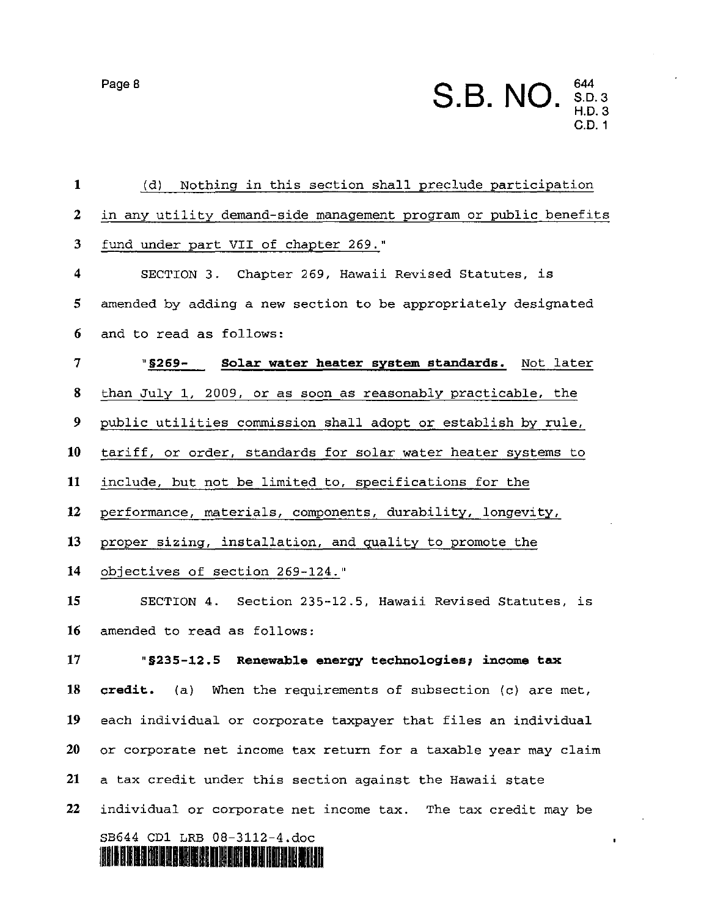(d) Nothing in this section shall preclude participation in any utility demand-side management program or public benefits fund under part VII of chapter 269."

SECTION 3. Chapter 269, Hawaii Revised Statutes, is amended by adding a new section to be appropriately designated and to read as follows:

"**§269- Solar water heater system standards.** Not later than July 1, 2009, or as soon as reasonably practicable, the public utilities commission shall adopt or establish by rule, tariff, or order, standards for solar water heater systems to include, but not be limited to, specifications for the performance, materials, components, durability, longevity, proper sizing, installation, and quality to promote the objectives of section 269-124."

SECTION 4. Section 235-12.5, Hawaii Revised Statutes, is amended to read as follows:

"**§235-12.5 Renewable energy technologies; income tax credit.** (a) When the requirements of subsection (c) are met, each individual or corporate taxpayer that files an individual or corporate net income tax return for a taxable year may claim a tax credit under this section against the Hawaii state individual or corporate net income tax. The tax credit may be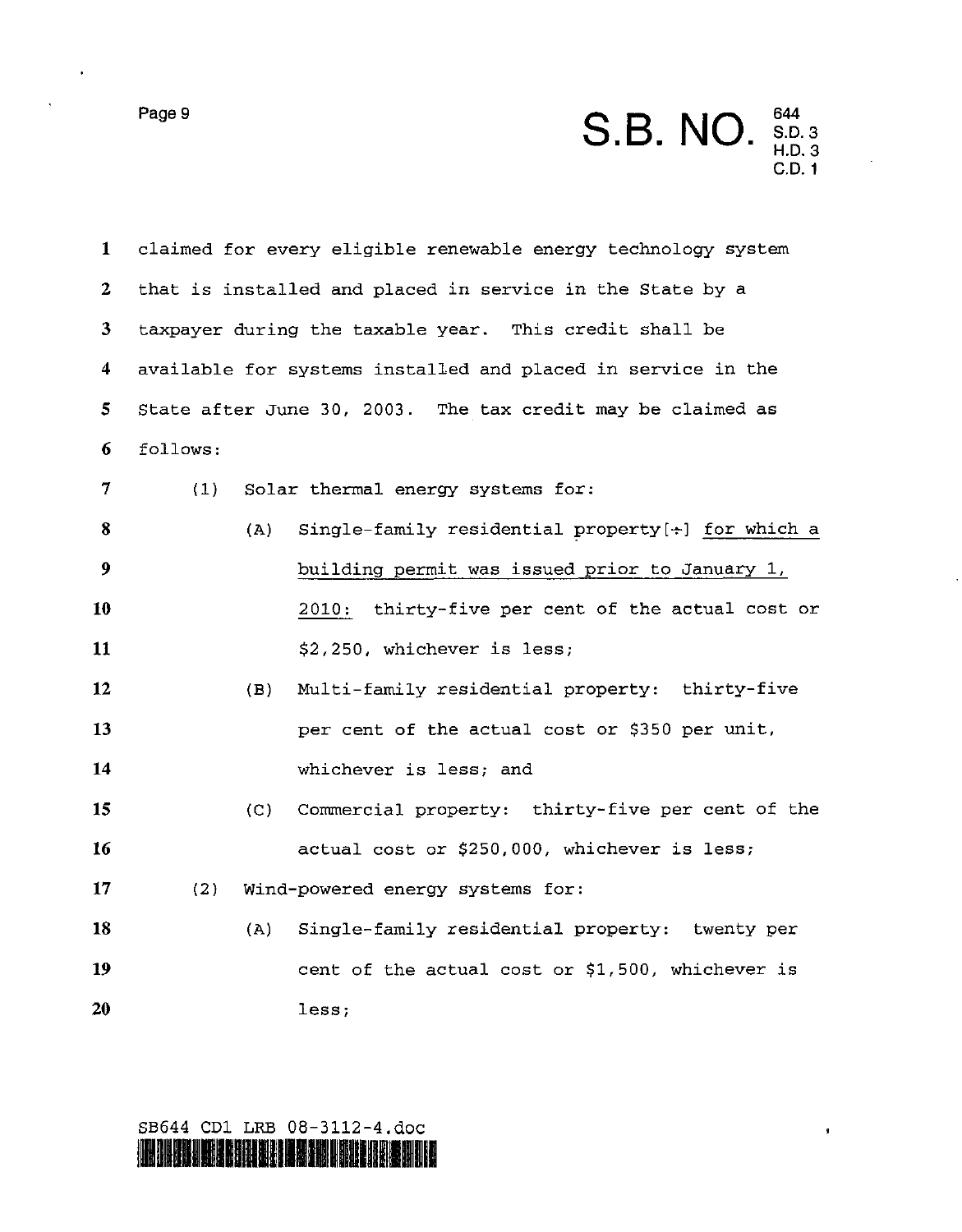claimed for every eligible renewable energy technology system that is installed and placed in service in the State by a taxpayer during the taxable year. This credit shall be available for systems installed and placed in service in the State after June 30, 2003. The tax credit may be claimed as follows:

(1) Solar thermal energy systems for:

(A) Single-family residential property[:] <u>for which a building permit was issued prior to January 1, 2010:</u> thirty-five per cent of the actual cost or $2,250, whichever is less;

(B) Multi-family residential property: thirty-five per cent of the actual cost or $350 per unit, whichever is less; and

(C) Commercial property: thirty-five per cent of the actual cost or $250,000, whichever is less;

(2) Wind-powered energy systems for:

(A) Single-family residential property: twenty per cent of the actual cost or $1,500, whichever is less;

SB644 CD1 LRB 08-3112-4.doc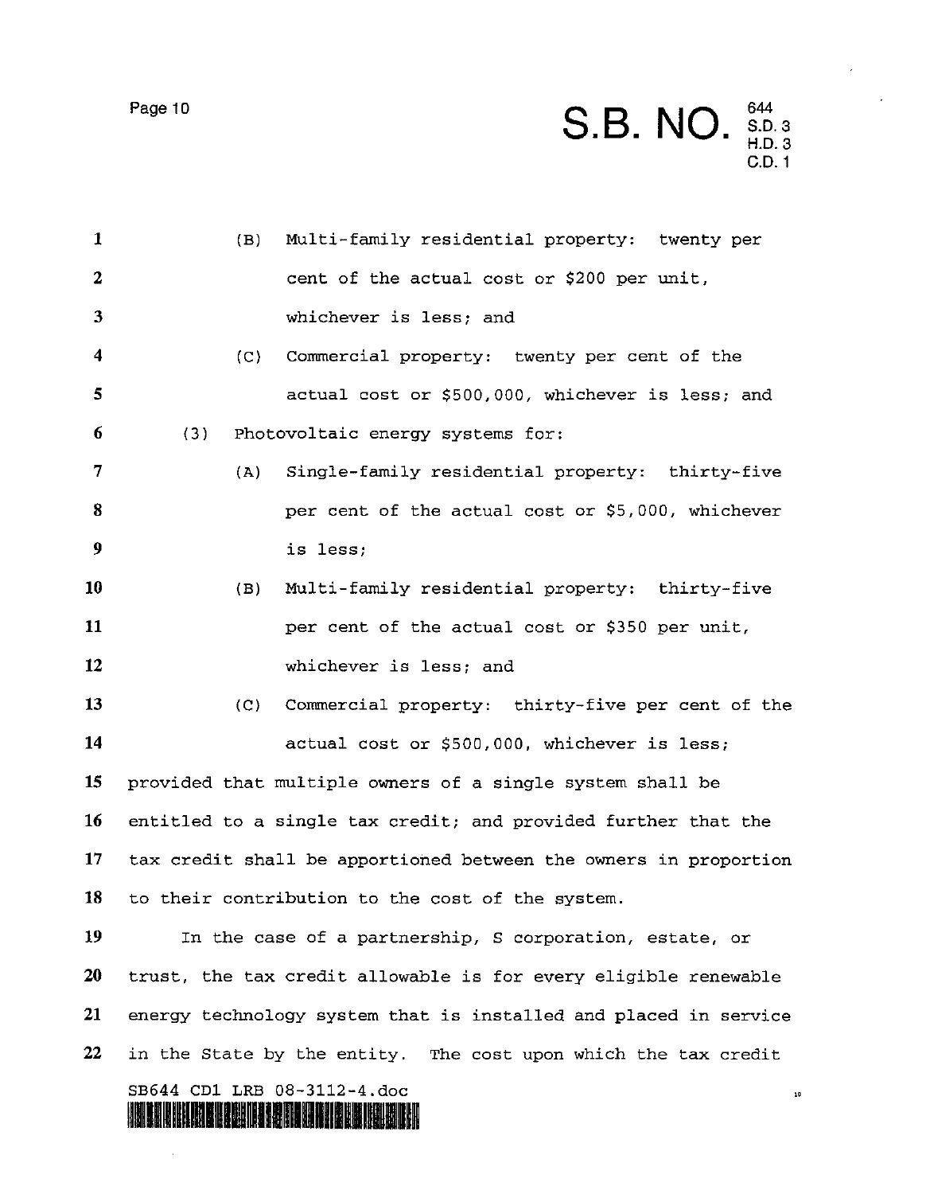(B) Multi-family residential property: twenty per cent of the actual cost or $200 per unit, whichever is less; and

(C) Commercial property: twenty per cent of the actual cost or $500,000, whichever is less; and

(3) Photovoltaic energy systems for:

(A) Single-family residential property: thirty-five per cent of the actual cost or $5,000, whichever is less;

(B) Multi-family residential property: thirty-five per cent of the actual cost or $350 per unit, whichever is less; and

(C) Commercial property: thirty-five per cent of the actual cost or $500,000, whichever is less;

provided that multiple owners of a single system shall be entitled to a single tax credit; and provided further that the tax credit shall be apportioned between the owners in proportion to their contribution to the cost of the system.

In the case of a partnership, S corporation, estate, or trust, the tax credit allowable is for every eligible renewable energy technology system that is installed and placed in service in the State by the entity. The cost upon which the tax credit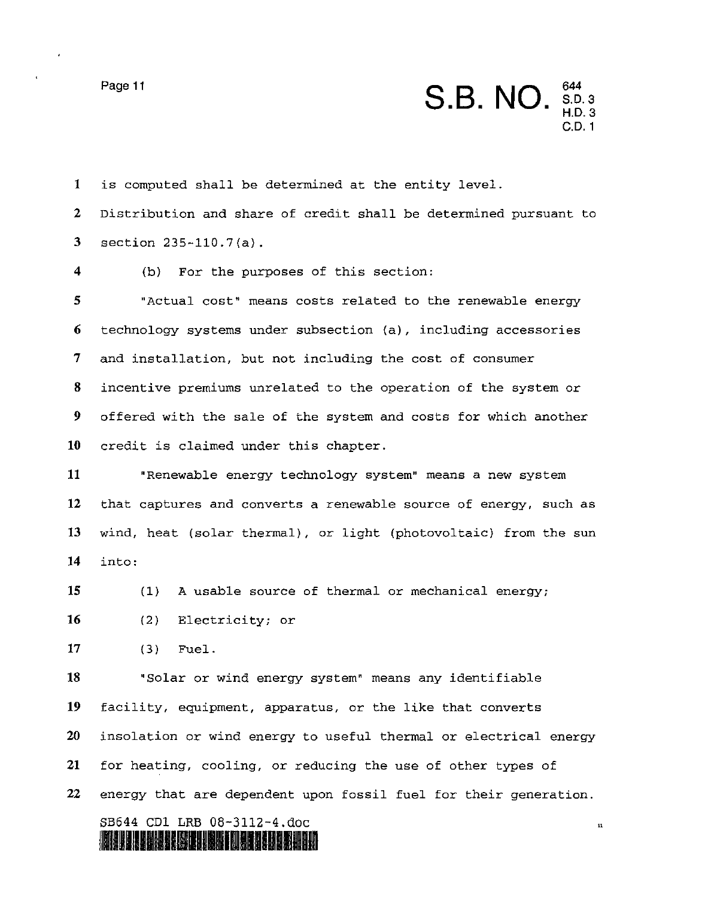is computed shall be determined at the entity level. Distribution and share of credit shall be determined pursuant to section 235-110.7(a).

(b) For the purposes of this section:

"Actual cost" means costs related to the renewable energy technology systems under subsection (a), including accessories and installation, but not including the cost of consumer incentive premiums unrelated to the operation of the system or offered with the sale of the system and costs for which another credit is claimed under this chapter.

"Renewable energy technology system" means a new system that captures and converts a renewable source of energy, such as wind, heat (solar thermal), or light (photovoltaic) from the sun into:

(1) A usable source of thermal or mechanical energy;

(2) Electricity; or

(3) Fuel.

"Solar or wind energy system" means any identifiable facility, equipment, apparatus, or the like that converts insolation or wind energy to useful thermal or electrical energy for heating, cooling, or reducing the use of other types of energy that are dependent upon fossil fuel for their generation.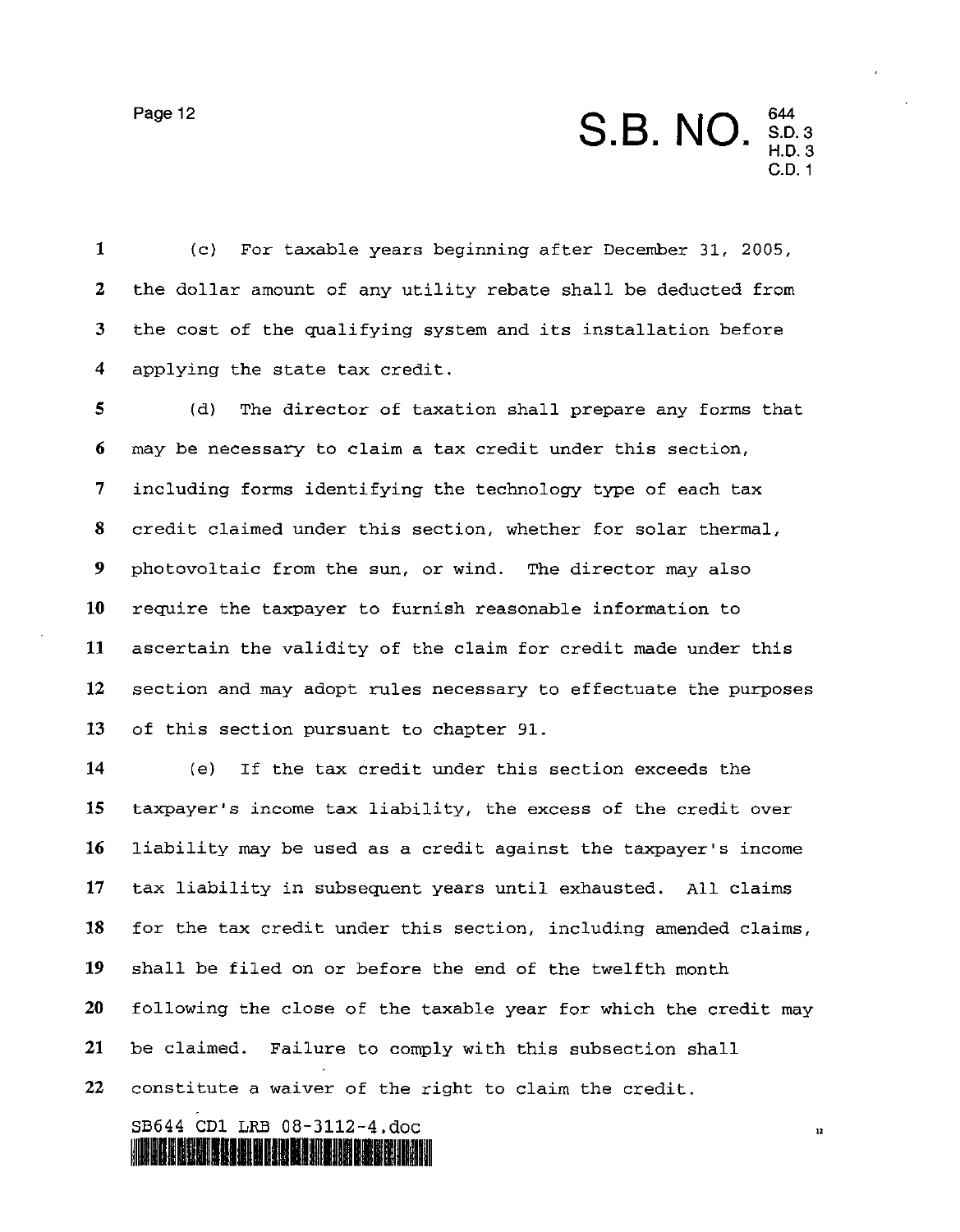(c) For taxable years beginning after December 31, 2005, the dollar amount of any utility rebate shall be deducted from the cost of the qualifying system and its installation before applying the state tax credit.

(d) The director of taxation shall prepare any forms that may be necessary to claim a tax credit under this section, including forms identifying the technology type of each tax credit claimed under this section, whether for solar thermal, photovoltaic from the sun, or wind. The director may also require the taxpayer to furnish reasonable information to ascertain the validity of the claim for credit made under this section and may adopt rules necessary to effectuate the purposes of this section pursuant to chapter 91.

(e) If the tax credit under this section exceeds the taxpayer's income tax liability, the excess of the credit over liability may be used as a credit against the taxpayer's income tax liability in subsequent years until exhausted. All claims for the tax credit under this section, including amended claims, shall be filed on or before the end of the twelfth month following the close of the taxable year for which the credit may be claimed. Failure to comply with this subsection shall constitute a waiver of the right to claim the credit.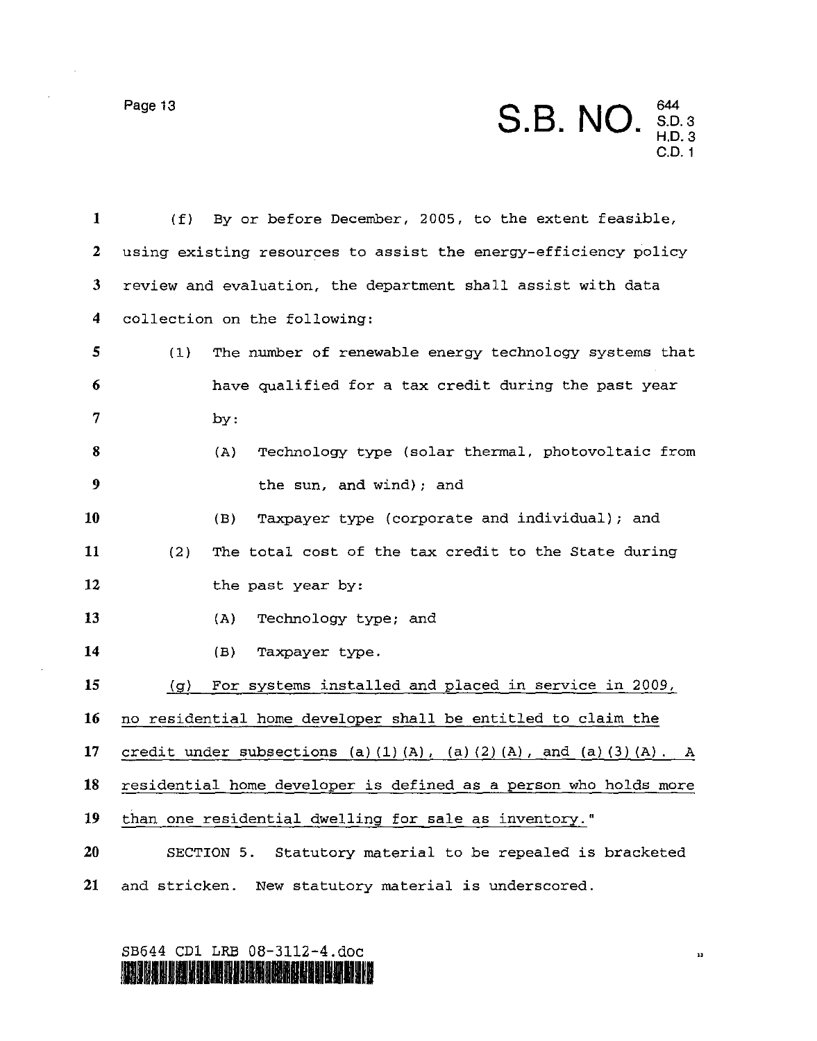(f) By or before December, 2005, to the extent feasible, using existing resources to assist the energy-efficiency policy review and evaluation, the department shall assist with data collection on the following:

(1) The number of renewable energy technology systems that have qualified for a tax credit during the past year by:

(A) Technology type (solar thermal, photovoltaic from the sun, and wind); and

(B) Taxpayer type (corporate and individual); and

(2) The total cost of the tax credit to the State during the past year by:

(A) Technology type; and

(B) Taxpayer type.

<u>(g) For systems installed and placed in service in 2009, no residential home developer shall be entitled to claim the credit under subsections (a)(1)(A), (a)(2)(A), and (a)(3)(A). A residential home developer is defined as a person who holds more than one residential dwelling for sale as inventory.</u>"

SECTION 5. Statutory material to be repealed is bracketed and stricken. New statutory material is underscored.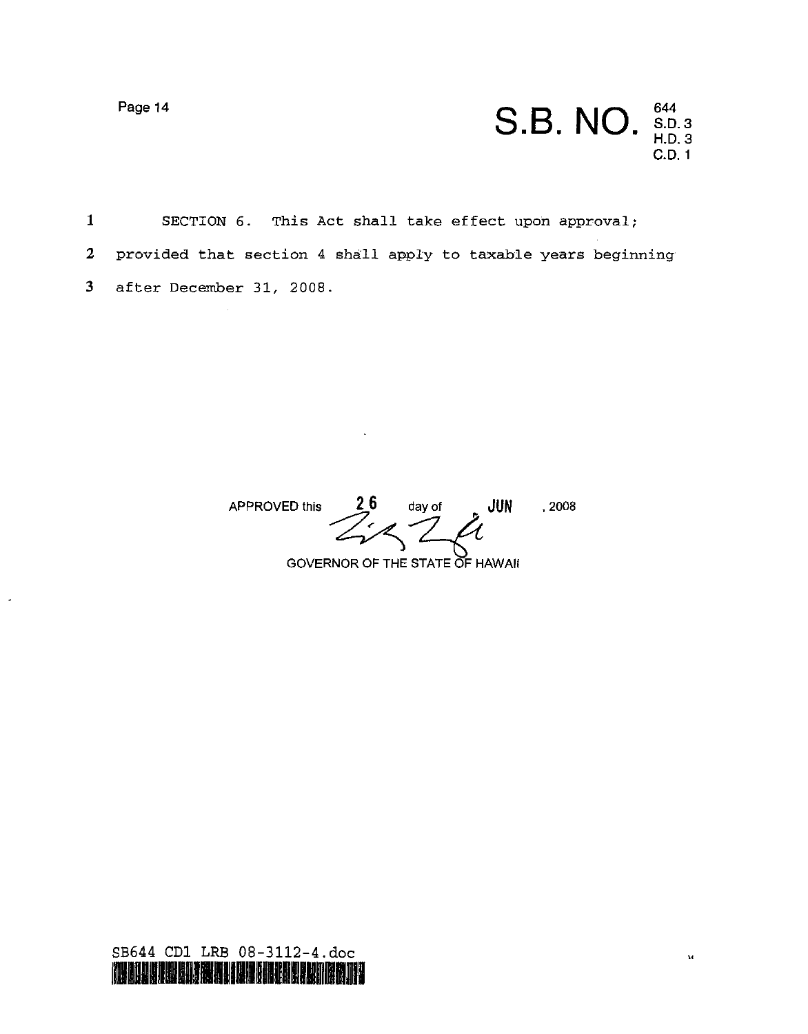S.B. NO. 644 S.D. 3 H.D. 3 C.D. 1

1 SECTION 6. This Act shall take effect upon approval;
2 provided that section 4 shall apply to taxable years beginning
3 after December 31, 2008.

APPROVED this 26 day of JUN, 2008

GOVERNOR OF THE STATE OF HAWAII

SB644 CD1 LRB 08-3112-4.doc